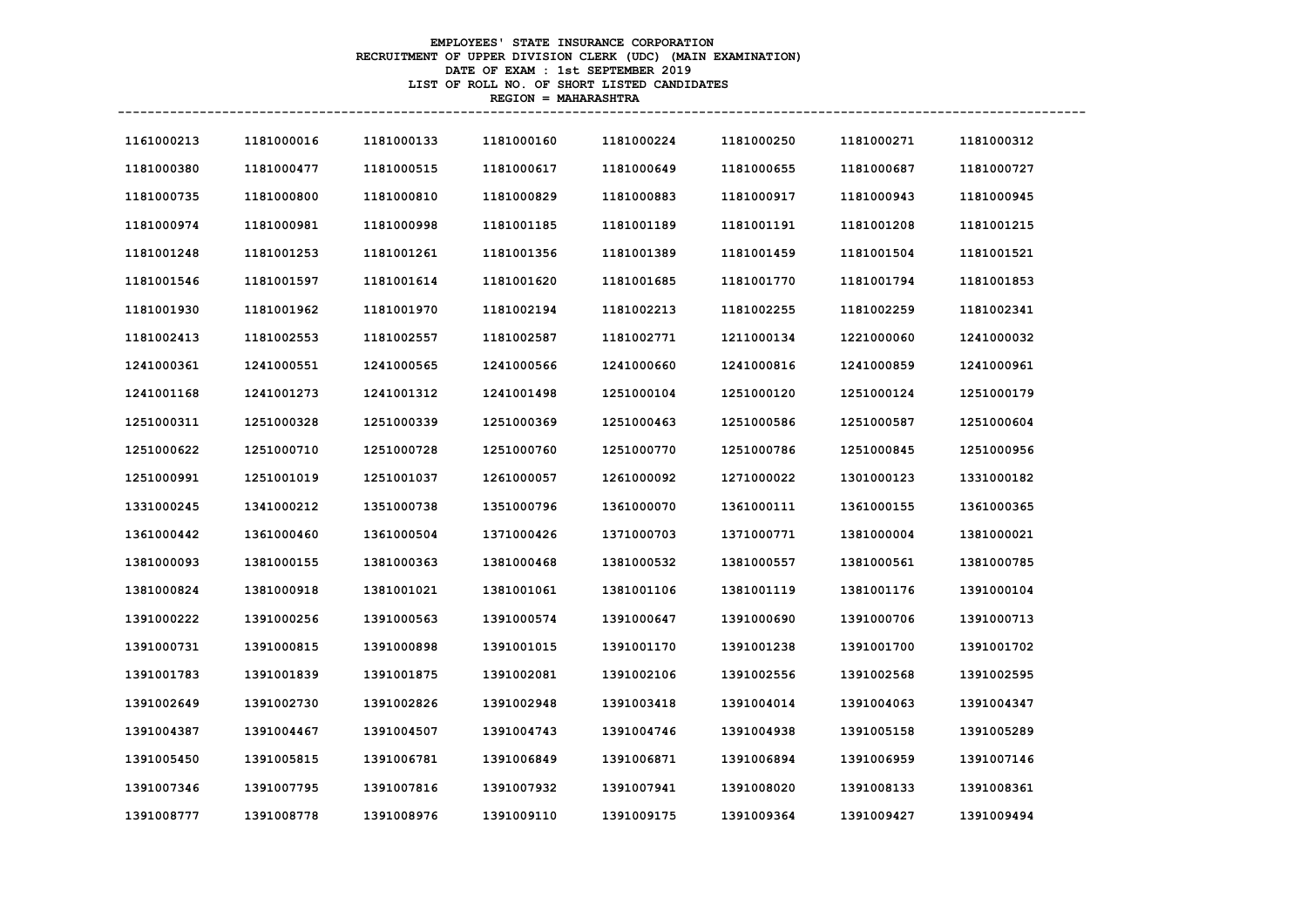**EMPLOYEES' STATE INSURANCE CORPORATION**
**RECRUITMENT OF UPPER DIVISION CLERK (UDC) (MAIN EXAMINATION)**
**DATE OF EXAM : 1st SEPTEMBER 2019**
**LIST OF ROLL NO. OF SHORT LISTED CANDIDATES**
**REGION = MAHARASHTRA**

| | | | | | | | |
|---|---|---|---|---|---|---|---|
| 1161000213 | 1181000016 | 1181000133 | 1181000160 | 1181000224 | 1181000250 | 1181000271 | 1181000312 |
| 1181000380 | 1181000477 | 1181000515 | 1181000617 | 1181000649 | 1181000655 | 1181000687 | 1181000727 |
| 1181000735 | 1181000800 | 1181000810 | 1181000829 | 1181000883 | 1181000917 | 1181000943 | 1181000945 |
| 1181000974 | 1181000981 | 1181000998 | 1181001185 | 1181001189 | 1181001191 | 1181001208 | 1181001215 |
| 1181001248 | 1181001253 | 1181001261 | 1181001356 | 1181001389 | 1181001459 | 1181001504 | 1181001521 |
| 1181001546 | 1181001597 | 1181001614 | 1181001620 | 1181001685 | 1181001770 | 1181001794 | 1181001853 |
| 1181001930 | 1181001962 | 1181001970 | 1181002194 | 1181002213 | 1181002255 | 1181002259 | 1181002341 |
| 1181002413 | 1181002553 | 1181002557 | 1181002587 | 1181002771 | 1211000134 | 1221000060 | 1241000032 |
| 1241000361 | 1241000551 | 1241000565 | 1241000566 | 1241000660 | 1241000816 | 1241000859 | 1241000961 |
| 1241001168 | 1241001273 | 1241001312 | 1241001498 | 1251000104 | 1251000120 | 1251000124 | 1251000179 |
| 1251000311 | 1251000328 | 1251000339 | 1251000369 | 1251000463 | 1251000586 | 1251000587 | 1251000604 |
| 1251000622 | 1251000710 | 1251000728 | 1251000760 | 1251000770 | 1251000786 | 1251000845 | 1251000956 |
| 1251000991 | 1251001019 | 1251001037 | 1261000057 | 1261000092 | 1271000022 | 1301000123 | 1331000182 |
| 1331000245 | 1341000212 | 1351000738 | 1351000796 | 1361000070 | 1361000111 | 1361000155 | 1361000365 |
| 1361000442 | 1361000460 | 1361000504 | 1371000426 | 1371000703 | 1371000771 | 1381000004 | 1381000021 |
| 1381000093 | 1381000155 | 1381000363 | 1381000468 | 1381000532 | 1381000557 | 1381000561 | 1381000785 |
| 1381000824 | 1381000918 | 1381001021 | 1381001061 | 1381001106 | 1381001119 | 1381001176 | 1391000104 |
| 1391000222 | 1391000256 | 1391000563 | 1391000574 | 1391000647 | 1391000690 | 1391000706 | 1391000713 |
| 1391000731 | 1391000815 | 1391000898 | 1391001015 | 1391001170 | 1391001238 | 1391001700 | 1391001702 |
| 1391001783 | 1391001839 | 1391001875 | 1391002081 | 1391002106 | 1391002556 | 1391002568 | 1391002595 |
| 1391002649 | 1391002730 | 1391002826 | 1391002948 | 1391003418 | 1391004014 | 1391004063 | 1391004347 |
| 1391004387 | 1391004467 | 1391004507 | 1391004743 | 1391004746 | 1391004938 | 1391005158 | 1391005289 |
| 1391005450 | 1391005815 | 1391006781 | 1391006849 | 1391006871 | 1391006894 | 1391006959 | 1391007146 |
| 1391007346 | 1391007795 | 1391007816 | 1391007932 | 1391007941 | 1391008020 | 1391008133 | 1391008361 |
| 1391008777 | 1391008778 | 1391008976 | 1391009110 | 1391009175 | 1391009364 | 1391009427 | 1391009494 |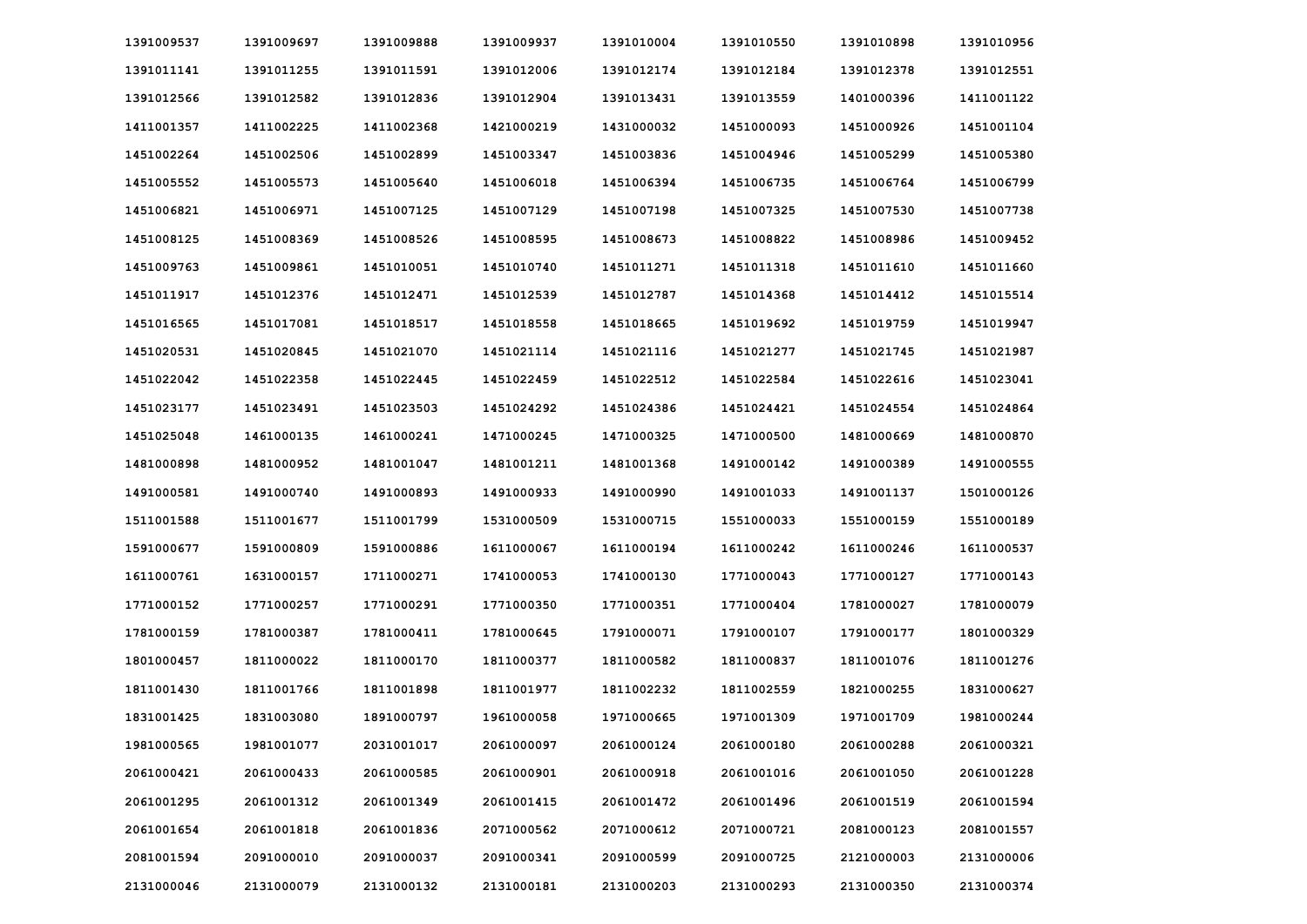| | | | | | | | |
|---|---|---|---|---|---|---|---|
| 1391009537 | 1391009697 | 1391009888 | 1391009937 | 1391010004 | 1391010550 | 1391010898 | 1391010956 |
| 1391011141 | 1391011255 | 1391011591 | 1391012006 | 1391012174 | 1391012184 | 1391012378 | 1391012551 |
| 1391012566 | 1391012582 | 1391012836 | 1391012904 | 1391013431 | 1391013559 | 1401000396 | 1411001122 |
| 1411001357 | 1411002225 | 1411002368 | 1421000219 | 1431000032 | 1451000093 | 1451000926 | 1451001104 |
| 1451002264 | 1451002506 | 1451002899 | 1451003347 | 1451003836 | 1451004946 | 1451005299 | 1451005380 |
| 1451005552 | 1451005573 | 1451005640 | 1451006018 | 1451006394 | 1451006735 | 1451006764 | 1451006799 |
| 1451006821 | 1451006971 | 1451007125 | 1451007129 | 1451007198 | 1451007325 | 1451007530 | 1451007738 |
| 1451008125 | 1451008369 | 1451008526 | 1451008595 | 1451008673 | 1451008822 | 1451008986 | 1451009452 |
| 1451009763 | 1451009861 | 1451010051 | 1451010740 | 1451011271 | 1451011318 | 1451011610 | 1451011660 |
| 1451011917 | 1451012376 | 1451012471 | 1451012539 | 1451012787 | 1451014368 | 1451014412 | 1451015514 |
| 1451016565 | 1451017081 | 1451018517 | 1451018558 | 1451018665 | 1451019692 | 1451019759 | 1451019947 |
| 1451020531 | 1451020845 | 1451021070 | 1451021114 | 1451021116 | 1451021277 | 1451021745 | 1451021987 |
| 1451022042 | 1451022358 | 1451022445 | 1451022459 | 1451022512 | 1451022584 | 1451022616 | 1451023041 |
| 1451023177 | 1451023491 | 1451023503 | 1451024292 | 1451024386 | 1451024421 | 1451024554 | 1451024864 |
| 1451025048 | 1461000135 | 1461000241 | 1471000245 | 1471000325 | 1471000500 | 1481000669 | 1481000870 |
| 1481000898 | 1481000952 | 1481001047 | 1481001211 | 1481001368 | 1491000142 | 1491000389 | 1491000555 |
| 1491000581 | 1491000740 | 1491000893 | 1491000933 | 1491000990 | 1491001033 | 1491001137 | 1501000126 |
| 1511001588 | 1511001677 | 1511001799 | 1531000509 | 1531000715 | 1551000033 | 1551000159 | 1551000189 |
| 1591000677 | 1591000809 | 1591000886 | 1611000067 | 1611000194 | 1611000242 | 1611000246 | 1611000537 |
| 1611000761 | 1631000157 | 1711000271 | 1741000053 | 1741000130 | 1771000043 | 1771000127 | 1771000143 |
| 1771000152 | 1771000257 | 1771000291 | 1771000350 | 1771000351 | 1771000404 | 1781000027 | 1781000079 |
| 1781000159 | 1781000387 | 1781000411 | 1781000645 | 1791000071 | 1791000107 | 1791000177 | 1801000329 |
| 1801000457 | 1811000022 | 1811000170 | 1811000377 | 1811000582 | 1811000837 | 1811001076 | 1811001276 |
| 1811001430 | 1811001766 | 1811001898 | 1811001977 | 1811002232 | 1811002559 | 1821000255 | 1831000627 |
| 1831001425 | 1831003080 | 1891000797 | 1961000058 | 1971000665 | 1971001309 | 1971001709 | 1981000244 |
| 1981000565 | 1981001077 | 2031001017 | 2061000097 | 2061000124 | 2061000180 | 2061000288 | 2061000321 |
| 2061000421 | 2061000433 | 2061000585 | 2061000901 | 2061000918 | 2061001016 | 2061001050 | 2061001228 |
| 2061001295 | 2061001312 | 2061001349 | 2061001415 | 2061001472 | 2061001496 | 2061001519 | 2061001594 |
| 2061001654 | 2061001818 | 2061001836 | 2071000562 | 2071000612 | 2071000721 | 2081000123 | 2081001557 |
| 2081001594 | 2091000010 | 2091000037 | 2091000341 | 2091000599 | 2091000725 | 2121000003 | 2131000006 |
| 2131000046 | 2131000079 | 2131000132 | 2131000181 | 2131000203 | 2131000293 | 2131000350 | 2131000374 |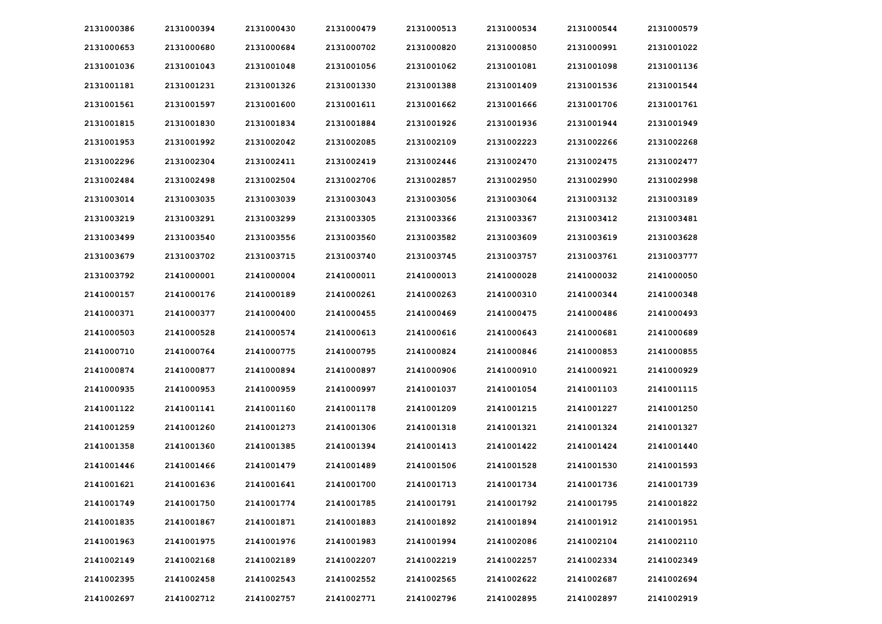| | | | | | | | |
|---|---|---|---|---|---|---|---|
| 2131000386 | 2131000394 | 2131000430 | 2131000479 | 2131000513 | 2131000534 | 2131000544 | 2131000579 |
| 2131000653 | 2131000680 | 2131000684 | 2131000702 | 2131000820 | 2131000850 | 2131000991 | 2131001022 |
| 2131001036 | 2131001043 | 2131001048 | 2131001056 | 2131001062 | 2131001081 | 2131001098 | 2131001136 |
| 2131001181 | 2131001231 | 2131001326 | 2131001330 | 2131001388 | 2131001409 | 2131001536 | 2131001544 |
| 2131001561 | 2131001597 | 2131001600 | 2131001611 | 2131001662 | 2131001666 | 2131001706 | 2131001761 |
| 2131001815 | 2131001830 | 2131001834 | 2131001884 | 2131001926 | 2131001936 | 2131001944 | 2131001949 |
| 2131001953 | 2131001992 | 2131002042 | 2131002085 | 2131002109 | 2131002223 | 2131002266 | 2131002268 |
| 2131002296 | 2131002304 | 2131002411 | 2131002419 | 2131002446 | 2131002470 | 2131002475 | 2131002477 |
| 2131002484 | 2131002498 | 2131002504 | 2131002706 | 2131002857 | 2131002950 | 2131002990 | 2131002998 |
| 2131003014 | 2131003035 | 2131003039 | 2131003043 | 2131003056 | 2131003064 | 2131003132 | 2131003189 |
| 2131003219 | 2131003291 | 2131003299 | 2131003305 | 2131003366 | 2131003367 | 2131003412 | 2131003481 |
| 2131003499 | 2131003540 | 2131003556 | 2131003560 | 2131003582 | 2131003609 | 2131003619 | 2131003628 |
| 2131003679 | 2131003702 | 2131003715 | 2131003740 | 2131003745 | 2131003757 | 2131003761 | 2131003777 |
| 2131003792 | 2141000001 | 2141000004 | 2141000011 | 2141000013 | 2141000028 | 2141000032 | 2141000050 |
| 2141000157 | 2141000176 | 2141000189 | 2141000261 | 2141000263 | 2141000310 | 2141000344 | 2141000348 |
| 2141000371 | 2141000377 | 2141000400 | 2141000455 | 2141000469 | 2141000475 | 2141000486 | 2141000493 |
| 2141000503 | 2141000528 | 2141000574 | 2141000613 | 2141000616 | 2141000643 | 2141000681 | 2141000689 |
| 2141000710 | 2141000764 | 2141000775 | 2141000795 | 2141000824 | 2141000846 | 2141000853 | 2141000855 |
| 2141000874 | 2141000877 | 2141000894 | 2141000897 | 2141000906 | 2141000910 | 2141000921 | 2141000929 |
| 2141000935 | 2141000953 | 2141000959 | 2141000997 | 2141001037 | 2141001054 | 2141001103 | 2141001115 |
| 2141001122 | 2141001141 | 2141001160 | 2141001178 | 2141001209 | 2141001215 | 2141001227 | 2141001250 |
| 2141001259 | 2141001260 | 2141001273 | 2141001306 | 2141001318 | 2141001321 | 2141001324 | 2141001327 |
| 2141001358 | 2141001360 | 2141001385 | 2141001394 | 2141001413 | 2141001422 | 2141001424 | 2141001440 |
| 2141001446 | 2141001466 | 2141001479 | 2141001489 | 2141001506 | 2141001528 | 2141001530 | 2141001593 |
| 2141001621 | 2141001636 | 2141001641 | 2141001700 | 2141001713 | 2141001734 | 2141001736 | 2141001739 |
| 2141001749 | 2141001750 | 2141001774 | 2141001785 | 2141001791 | 2141001792 | 2141001795 | 2141001822 |
| 2141001835 | 2141001867 | 2141001871 | 2141001883 | 2141001892 | 2141001894 | 2141001912 | 2141001951 |
| 2141001963 | 2141001975 | 2141001976 | 2141001983 | 2141001994 | 2141002086 | 2141002104 | 2141002110 |
| 2141002149 | 2141002168 | 2141002189 | 2141002207 | 2141002219 | 2141002257 | 2141002334 | 2141002349 |
| 2141002395 | 2141002458 | 2141002543 | 2141002552 | 2141002565 | 2141002622 | 2141002687 | 2141002694 |
| 2141002697 | 2141002712 | 2141002757 | 2141002771 | 2141002796 | 2141002895 | 2141002897 | 2141002919 |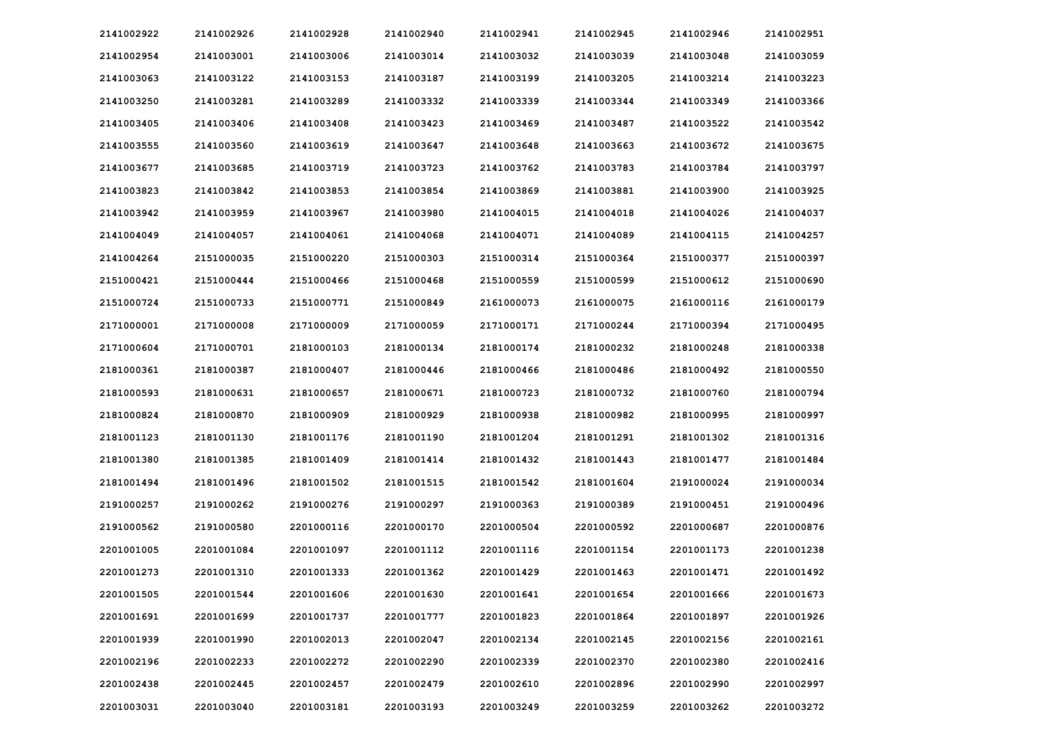| | | | | | | | |
|---|---|---|---|---|---|---|---|
| 2141002922 | 2141002926 | 2141002928 | 2141002940 | 2141002941 | 2141002945 | 2141002946 | 2141002951 |
| 2141002954 | 2141003001 | 2141003006 | 2141003014 | 2141003032 | 2141003039 | 2141003048 | 2141003059 |
| 2141003063 | 2141003122 | 2141003153 | 2141003187 | 2141003199 | 2141003205 | 2141003214 | 2141003223 |
| 2141003250 | 2141003281 | 2141003289 | 2141003332 | 2141003339 | 2141003344 | 2141003349 | 2141003366 |
| 2141003405 | 2141003406 | 2141003408 | 2141003423 | 2141003469 | 2141003487 | 2141003522 | 2141003542 |
| 2141003555 | 2141003560 | 2141003619 | 2141003647 | 2141003648 | 2141003663 | 2141003672 | 2141003675 |
| 2141003677 | 2141003685 | 2141003719 | 2141003723 | 2141003762 | 2141003783 | 2141003784 | 2141003797 |
| 2141003823 | 2141003842 | 2141003853 | 2141003854 | 2141003869 | 2141003881 | 2141003900 | 2141003925 |
| 2141003942 | 2141003959 | 2141003967 | 2141003980 | 2141004015 | 2141004018 | 2141004026 | 2141004037 |
| 2141004049 | 2141004057 | 2141004061 | 2141004068 | 2141004071 | 2141004089 | 2141004115 | 2141004257 |
| 2141004264 | 2151000035 | 2151000220 | 2151000303 | 2151000314 | 2151000364 | 2151000377 | 2151000397 |
| 2151000421 | 2151000444 | 2151000466 | 2151000468 | 2151000559 | 2151000599 | 2151000612 | 2151000690 |
| 2151000724 | 2151000733 | 2151000771 | 2151000849 | 2161000073 | 2161000075 | 2161000116 | 2161000179 |
| 2171000001 | 2171000008 | 2171000009 | 2171000059 | 2171000171 | 2171000244 | 2171000394 | 2171000495 |
| 2171000604 | 2171000701 | 2181000103 | 2181000134 | 2181000174 | 2181000232 | 2181000248 | 2181000338 |
| 2181000361 | 2181000387 | 2181000407 | 2181000446 | 2181000466 | 2181000486 | 2181000492 | 2181000550 |
| 2181000593 | 2181000631 | 2181000657 | 2181000671 | 2181000723 | 2181000732 | 2181000760 | 2181000794 |
| 2181000824 | 2181000870 | 2181000909 | 2181000929 | 2181000938 | 2181000982 | 2181000995 | 2181000997 |
| 2181001123 | 2181001130 | 2181001176 | 2181001190 | 2181001204 | 2181001291 | 2181001302 | 2181001316 |
| 2181001380 | 2181001385 | 2181001409 | 2181001414 | 2181001432 | 2181001443 | 2181001477 | 2181001484 |
| 2181001494 | 2181001496 | 2181001502 | 2181001515 | 2181001542 | 2181001604 | 2191000024 | 2191000034 |
| 2191000257 | 2191000262 | 2191000276 | 2191000297 | 2191000363 | 2191000389 | 2191000451 | 2191000496 |
| 2191000562 | 2191000580 | 2201000116 | 2201000170 | 2201000504 | 2201000592 | 2201000687 | 2201000876 |
| 2201001005 | 2201001084 | 2201001097 | 2201001112 | 2201001116 | 2201001154 | 2201001173 | 2201001238 |
| 2201001273 | 2201001310 | 2201001333 | 2201001362 | 2201001429 | 2201001463 | 2201001471 | 2201001492 |
| 2201001505 | 2201001544 | 2201001606 | 2201001630 | 2201001641 | 2201001654 | 2201001666 | 2201001673 |
| 2201001691 | 2201001699 | 2201001737 | 2201001777 | 2201001823 | 2201001864 | 2201001897 | 2201001926 |
| 2201001939 | 2201001990 | 2201002013 | 2201002047 | 2201002134 | 2201002145 | 2201002156 | 2201002161 |
| 2201002196 | 2201002233 | 2201002272 | 2201002290 | 2201002339 | 2201002370 | 2201002380 | 2201002416 |
| 2201002438 | 2201002445 | 2201002457 | 2201002479 | 2201002610 | 2201002896 | 2201002990 | 2201002997 |
| 2201003031 | 2201003040 | 2201003181 | 2201003193 | 2201003249 | 2201003259 | 2201003262 | 2201003272 |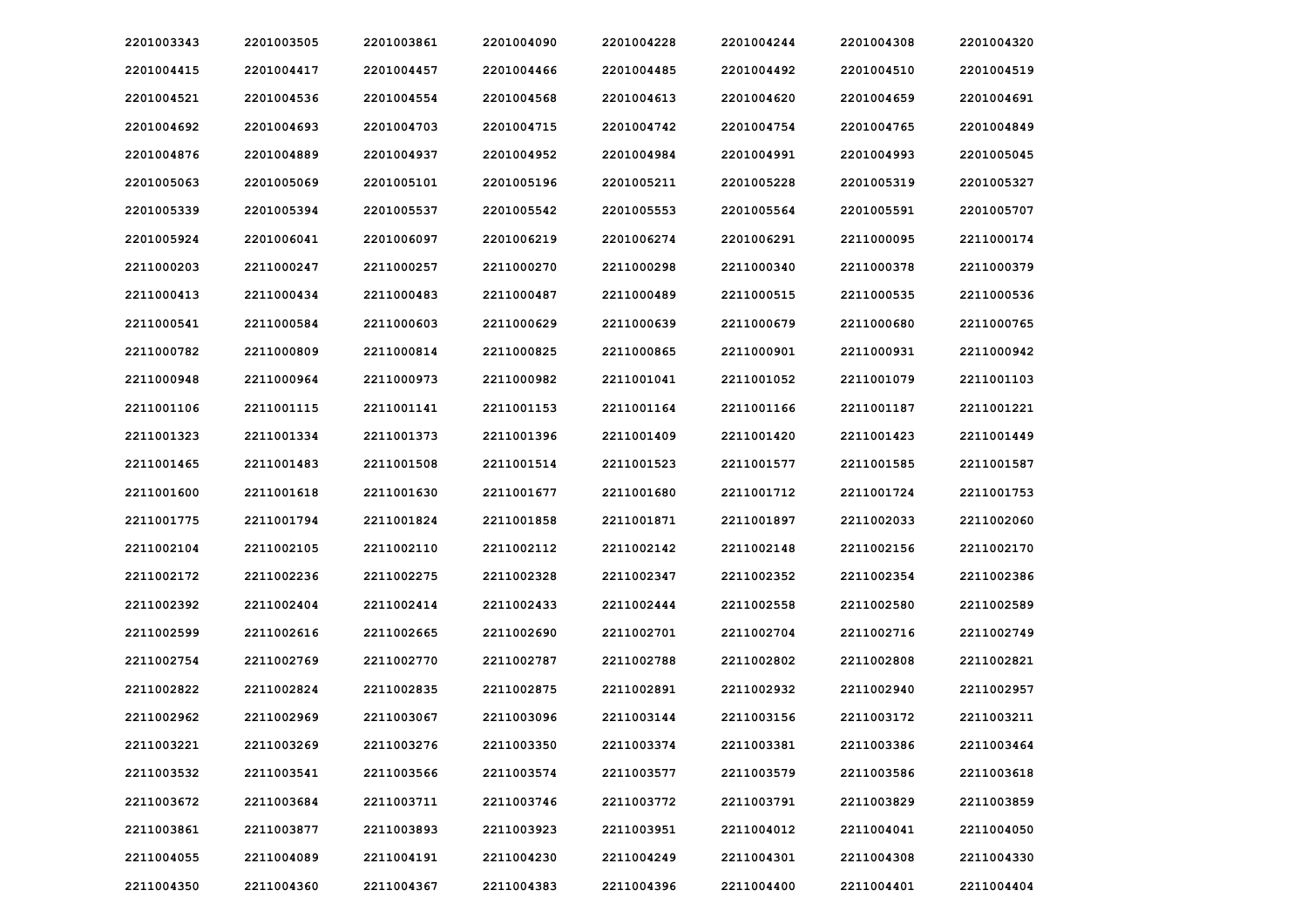2201003343 2201003505 2201003861 2201004090 2201004228 2201004244 2201004308 2201004320
2201004415 2201004417 2201004457 2201004466 2201004485 2201004492 2201004510 2201004519
2201004521 2201004536 2201004554 2201004568 2201004613 2201004620 2201004659 2201004691
2201004692 2201004693 2201004703 2201004715 2201004742 2201004754 2201004765 2201004849
2201004876 2201004889 2201004937 2201004952 2201004984 2201004991 2201004993 2201005045
2201005063 2201005069 2201005101 2201005196 2201005211 2201005228 2201005319 2201005327
2201005339 2201005394 2201005537 2201005542 2201005553 2201005564 2201005591 2201005707
2201005924 2201006041 2201006097 2201006219 2201006274 2201006291 2211000095 2211000174
2211000203 2211000247 2211000257 2211000270 2211000298 2211000340 2211000378 2211000379
2211000413 2211000434 2211000483 2211000487 2211000489 2211000515 2211000535 2211000536
2211000541 2211000584 2211000603 2211000629 2211000639 2211000679 2211000680 2211000765
2211000782 2211000809 2211000814 2211000825 2211000865 2211000901 2211000931 2211000942
2211000948 2211000964 2211000973 2211000982 2211001041 2211001052 2211001079 2211001103
2211001106 2211001115 2211001141 2211001153 2211001164 2211001166 2211001187 2211001221
2211001323 2211001334 2211001373 2211001396 2211001409 2211001420 2211001423 2211001449
2211001465 2211001483 2211001508 2211001514 2211001523 2211001577 2211001585 2211001587
2211001600 2211001618 2211001630 2211001677 2211001680 2211001712 2211001724 2211001753
2211001775 2211001794 2211001824 2211001858 2211001871 2211001897 2211002033 2211002060
2211002104 2211002105 2211002110 2211002112 2211002142 2211002148 2211002156 2211002170
2211002172 2211002236 2211002275 2211002328 2211002347 2211002352 2211002354 2211002386
2211002392 2211002404 2211002414 2211002433 2211002444 2211002558 2211002580 2211002589
2211002599 2211002616 2211002665 2211002690 2211002701 2211002704 2211002716 2211002749
2211002754 2211002769 2211002770 2211002787 2211002788 2211002802 2211002808 2211002821
2211002822 2211002824 2211002835 2211002875 2211002891 2211002932 2211002940 2211002957
2211002962 2211002969 2211003067 2211003096 2211003144 2211003156 2211003172 2211003211
2211003221 2211003269 2211003276 2211003350 2211003374 2211003381 2211003386 2211003464
2211003532 2211003541 2211003566 2211003574 2211003577 2211003579 2211003586 2211003618
2211003672 2211003684 2211003711 2211003746 2211003772 2211003791 2211003829 2211003859
2211003861 2211003877 2211003893 2211003923 2211003951 2211004012 2211004041 2211004050
2211004055 2211004089 2211004191 2211004230 2211004249 2211004301 2211004308 2211004330
2211004350 2211004360 2211004367 2211004383 2211004396 2211004400 2211004401 2211004404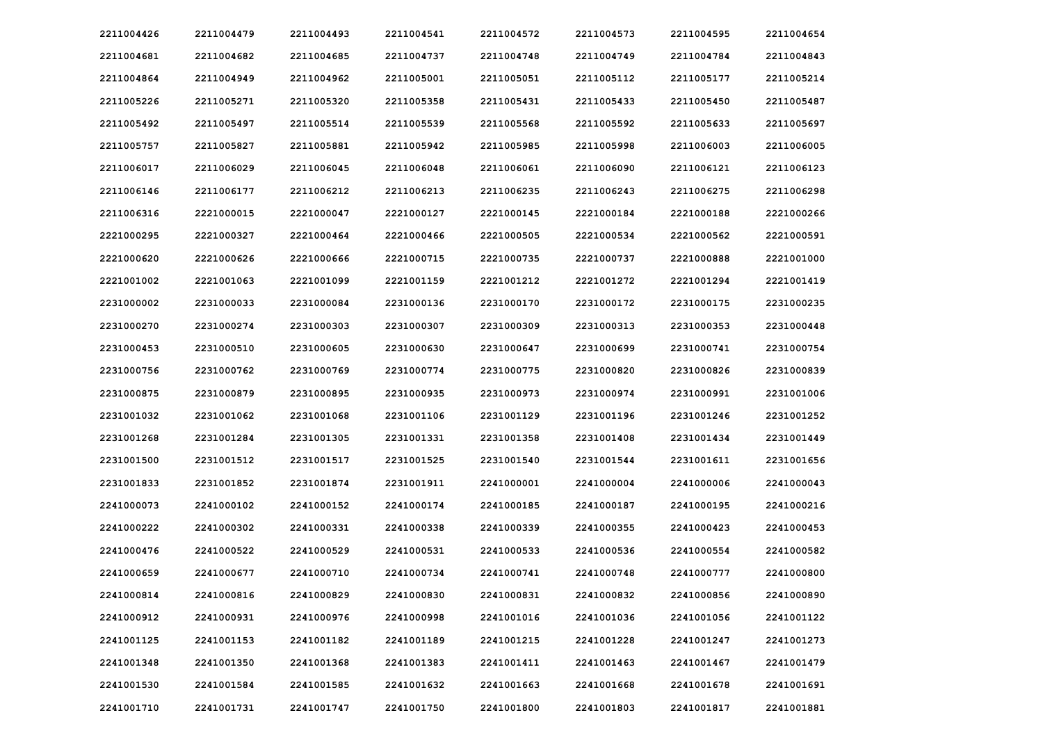| 2211004426 | 2211004479 | 2211004493 | 2211004541 | 2211004572 | 2211004573 | 2211004595 | 2211004654 |
|---|---|---|---|---|---|---|---|
| 2211004681 | 2211004682 | 2211004685 | 2211004737 | 2211004748 | 2211004749 | 2211004784 | 2211004843 |
| 2211004864 | 2211004949 | 2211004962 | 2211005001 | 2211005051 | 2211005112 | 2211005177 | 2211005214 |
| 2211005226 | 2211005271 | 2211005320 | 2211005358 | 2211005431 | 2211005433 | 2211005450 | 2211005487 |
| 2211005492 | 2211005497 | 2211005514 | 2211005539 | 2211005568 | 2211005592 | 2211005633 | 2211005697 |
| 2211005757 | 2211005827 | 2211005881 | 2211005942 | 2211005985 | 2211005998 | 2211006003 | 2211006005 |
| 2211006017 | 2211006029 | 2211006045 | 2211006048 | 2211006061 | 2211006090 | 2211006121 | 2211006123 |
| 2211006146 | 2211006177 | 2211006212 | 2211006213 | 2211006235 | 2211006243 | 2211006275 | 2211006298 |
| 2211006316 | 2221000015 | 2221000047 | 2221000127 | 2221000145 | 2221000184 | 2221000188 | 2221000266 |
| 2221000295 | 2221000327 | 2221000464 | 2221000466 | 2221000505 | 2221000534 | 2221000562 | 2221000591 |
| 2221000620 | 2221000626 | 2221000666 | 2221000715 | 2221000735 | 2221000737 | 2221000888 | 2221001000 |
| 2221001002 | 2221001063 | 2221001099 | 2221001159 | 2221001212 | 2221001272 | 2221001294 | 2221001419 |
| 2231000002 | 2231000033 | 2231000084 | 2231000136 | 2231000170 | 2231000172 | 2231000175 | 2231000235 |
| 2231000270 | 2231000274 | 2231000303 | 2231000307 | 2231000309 | 2231000313 | 2231000353 | 2231000448 |
| 2231000453 | 2231000510 | 2231000605 | 2231000630 | 2231000647 | 2231000699 | 2231000741 | 2231000754 |
| 2231000756 | 2231000762 | 2231000769 | 2231000774 | 2231000775 | 2231000820 | 2231000826 | 2231000839 |
| 2231000875 | 2231000879 | 2231000895 | 2231000935 | 2231000973 | 2231000974 | 2231000991 | 2231001006 |
| 2231001032 | 2231001062 | 2231001068 | 2231001106 | 2231001129 | 2231001196 | 2231001246 | 2231001252 |
| 2231001268 | 2231001284 | 2231001305 | 2231001331 | 2231001358 | 2231001408 | 2231001434 | 2231001449 |
| 2231001500 | 2231001512 | 2231001517 | 2231001525 | 2231001540 | 2231001544 | 2231001611 | 2231001656 |
| 2231001833 | 2231001852 | 2231001874 | 2231001911 | 2241000001 | 2241000004 | 2241000006 | 2241000043 |
| 2241000073 | 2241000102 | 2241000152 | 2241000174 | 2241000185 | 2241000187 | 2241000195 | 2241000216 |
| 2241000222 | 2241000302 | 2241000331 | 2241000338 | 2241000339 | 2241000355 | 2241000423 | 2241000453 |
| 2241000476 | 2241000522 | 2241000529 | 2241000531 | 2241000533 | 2241000536 | 2241000554 | 2241000582 |
| 2241000659 | 2241000677 | 2241000710 | 2241000734 | 2241000741 | 2241000748 | 2241000777 | 2241000800 |
| 2241000814 | 2241000816 | 2241000829 | 2241000830 | 2241000831 | 2241000832 | 2241000856 | 2241000890 |
| 2241000912 | 2241000931 | 2241000976 | 2241000998 | 2241001016 | 2241001036 | 2241001056 | 2241001122 |
| 2241001125 | 2241001153 | 2241001182 | 2241001189 | 2241001215 | 2241001228 | 2241001247 | 2241001273 |
| 2241001348 | 2241001350 | 2241001368 | 2241001383 | 2241001411 | 2241001463 | 2241001467 | 2241001479 |
| 2241001530 | 2241001584 | 2241001585 | 2241001632 | 2241001663 | 2241001668 | 2241001678 | 2241001691 |
| 2241001710 | 2241001731 | 2241001747 | 2241001750 | 2241001800 | 2241001803 | 2241001817 | 2241001881 |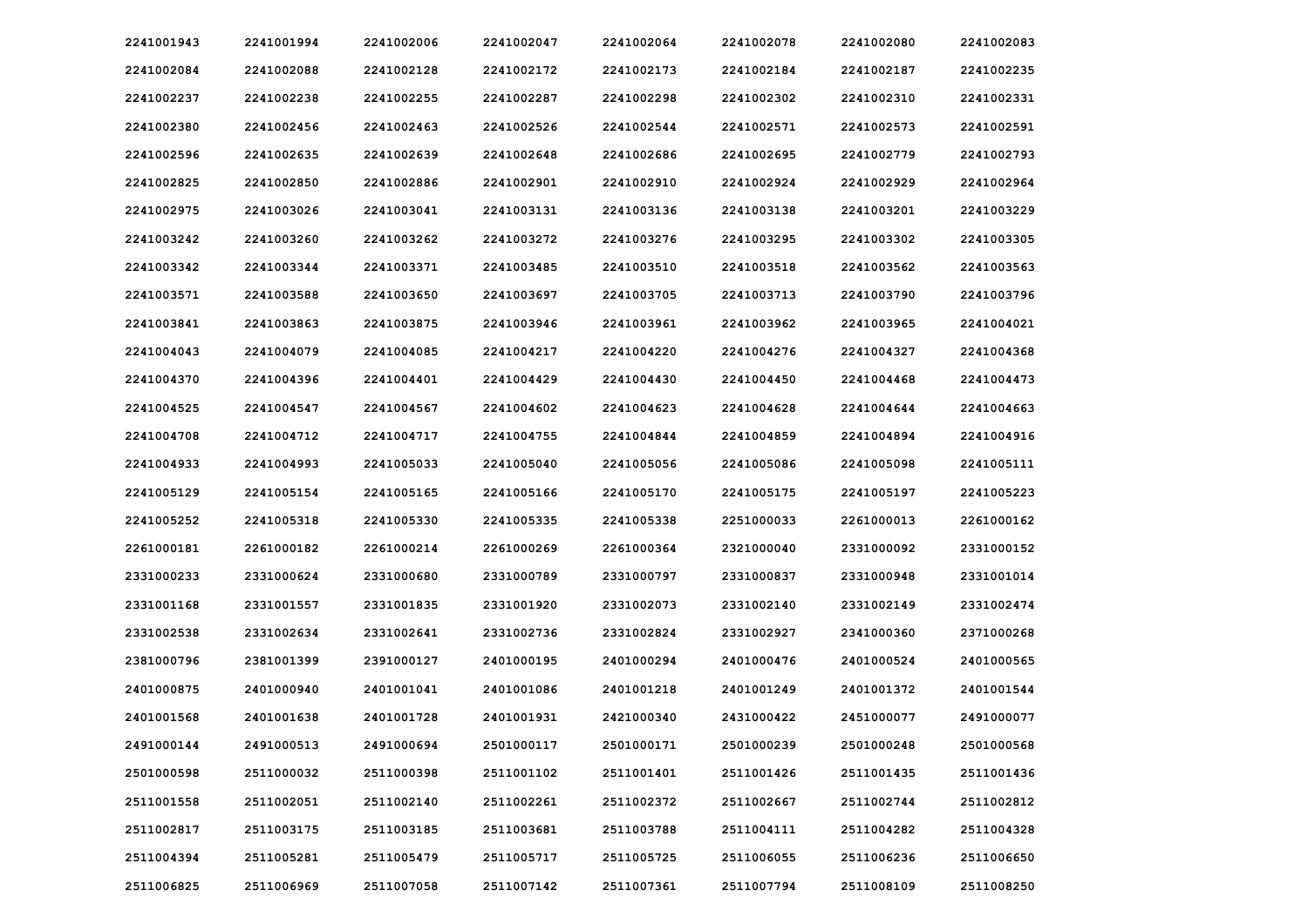| 2241001943 | 2241001994 | 2241002006 | 2241002047 | 2241002064 | 2241002078 | 2241002080 | 2241002083 |
|---|---|---|---|---|---|---|---|
| 2241002084 | 2241002088 | 2241002128 | 2241002172 | 2241002173 | 2241002184 | 2241002187 | 2241002235 |
| 2241002237 | 2241002238 | 2241002255 | 2241002287 | 2241002298 | 2241002302 | 2241002310 | 2241002331 |
| 2241002380 | 2241002456 | 2241002463 | 2241002526 | 2241002544 | 2241002571 | 2241002573 | 2241002591 |
| 2241002596 | 2241002635 | 2241002639 | 2241002648 | 2241002686 | 2241002695 | 2241002779 | 2241002793 |
| 2241002825 | 2241002850 | 2241002886 | 2241002901 | 2241002910 | 2241002924 | 2241002929 | 2241002964 |
| 2241002975 | 2241003026 | 2241003041 | 2241003131 | 2241003136 | 2241003138 | 2241003201 | 2241003229 |
| 2241003242 | 2241003260 | 2241003262 | 2241003272 | 2241003276 | 2241003295 | 2241003302 | 2241003305 |
| 2241003342 | 2241003344 | 2241003371 | 2241003485 | 2241003510 | 2241003518 | 2241003562 | 2241003563 |
| 2241003571 | 2241003588 | 2241003650 | 2241003697 | 2241003705 | 2241003713 | 2241003790 | 2241003796 |
| 2241003841 | 2241003863 | 2241003875 | 2241003946 | 2241003961 | 2241003962 | 2241003965 | 2241004021 |
| 2241004043 | 2241004079 | 2241004085 | 2241004217 | 2241004220 | 2241004276 | 2241004327 | 2241004368 |
| 2241004370 | 2241004396 | 2241004401 | 2241004429 | 2241004430 | 2241004450 | 2241004468 | 2241004473 |
| 2241004525 | 2241004547 | 2241004567 | 2241004602 | 2241004623 | 2241004628 | 2241004644 | 2241004663 |
| 2241004708 | 2241004712 | 2241004717 | 2241004755 | 2241004844 | 2241004859 | 2241004894 | 2241004916 |
| 2241004933 | 2241004993 | 2241005033 | 2241005040 | 2241005056 | 2241005086 | 2241005098 | 2241005111 |
| 2241005129 | 2241005154 | 2241005165 | 2241005166 | 2241005170 | 2241005175 | 2241005197 | 2241005223 |
| 2241005252 | 2241005318 | 2241005330 | 2241005335 | 2241005338 | 2251000033 | 2261000013 | 2261000162 |
| 2261000181 | 2261000182 | 2261000214 | 2261000269 | 2261000364 | 2321000040 | 2331000092 | 2331000152 |
| 2331000233 | 2331000624 | 2331000680 | 2331000789 | 2331000797 | 2331000837 | 2331000948 | 2331001014 |
| 2331001168 | 2331001557 | 2331001835 | 2331001920 | 2331002073 | 2331002140 | 2331002149 | 2331002474 |
| 2331002538 | 2331002634 | 2331002641 | 2331002736 | 2331002824 | 2331002927 | 2341000360 | 2371000268 |
| 2381000796 | 2381001399 | 2391000127 | 2401000195 | 2401000294 | 2401000476 | 2401000524 | 2401000565 |
| 2401000875 | 2401000940 | 2401001041 | 2401001086 | 2401001218 | 2401001249 | 2401001372 | 2401001544 |
| 2401001568 | 2401001638 | 2401001728 | 2401001931 | 2421000340 | 2431000422 | 2451000077 | 2491000077 |
| 2491000144 | 2491000513 | 2491000694 | 2501000117 | 2501000171 | 2501000239 | 2501000248 | 2501000568 |
| 2501000598 | 2511000032 | 2511000398 | 2511001102 | 2511001401 | 2511001426 | 2511001435 | 2511001436 |
| 2511001558 | 2511002051 | 2511002140 | 2511002261 | 2511002372 | 2511002667 | 2511002744 | 2511002812 |
| 2511002817 | 2511003175 | 2511003185 | 2511003681 | 2511003788 | 2511004111 | 2511004282 | 2511004328 |
| 2511004394 | 2511005281 | 2511005479 | 2511005717 | 2511005725 | 2511006055 | 2511006236 | 2511006650 |
| 2511006825 | 2511006969 | 2511007058 | 2511007142 | 2511007361 | 2511007794 | 2511008109 | 2511008250 |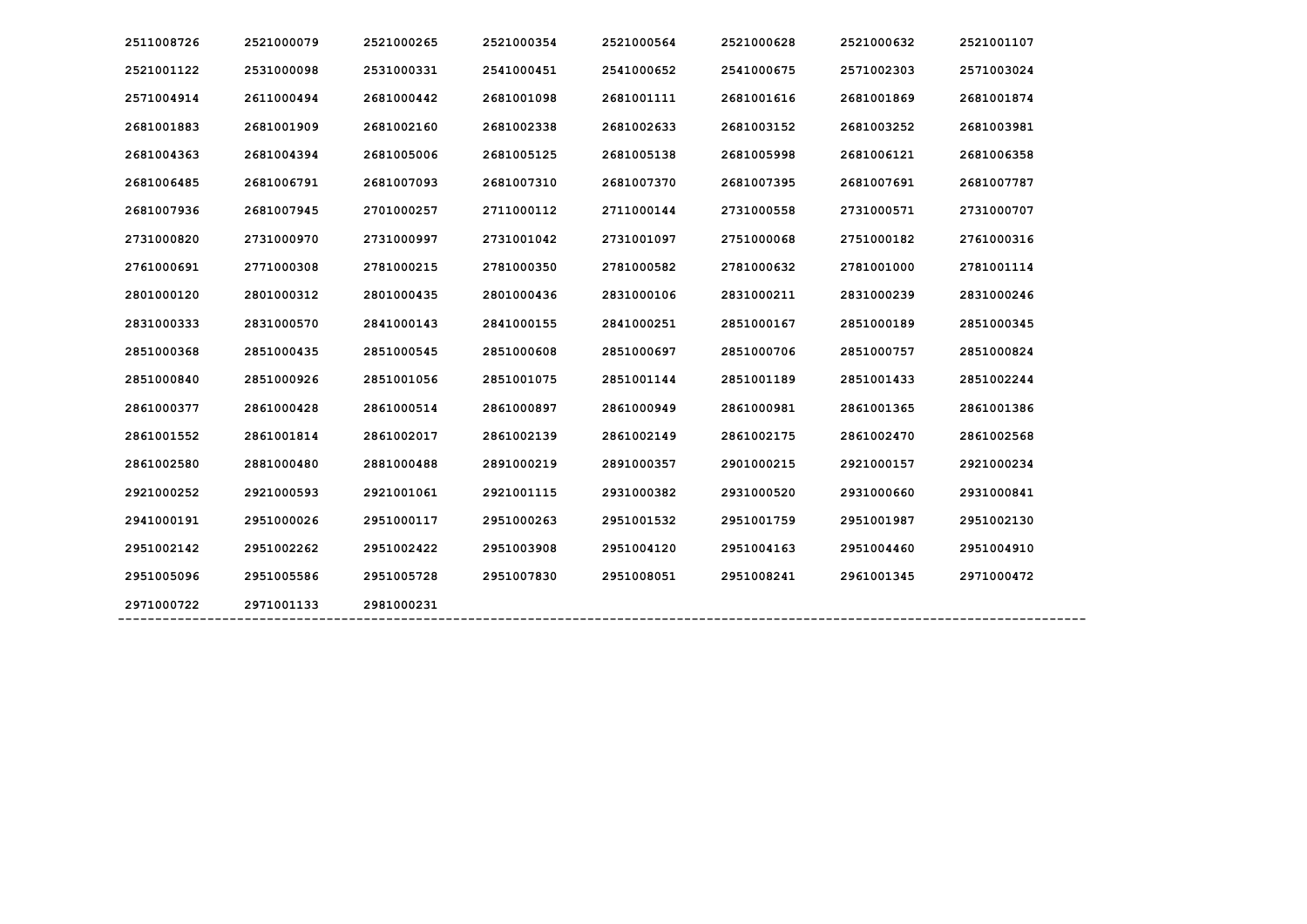| | | | | | | | |
|---|---|---|---|---|---|---|---|
| 2511008726 | 2521000079 | 2521000265 | 2521000354 | 2521000564 | 2521000628 | 2521000632 | 2521001107 |
| 2521001122 | 2531000098 | 2531000331 | 2541000451 | 2541000652 | 2541000675 | 2571002303 | 2571003024 |
| 2571004914 | 2611000494 | 2681000442 | 2681001098 | 2681001111 | 2681001616 | 2681001869 | 2681001874 |
| 2681001883 | 2681001909 | 2681002160 | 2681002338 | 2681002633 | 2681003152 | 2681003252 | 2681003981 |
| 2681004363 | 2681004394 | 2681005006 | 2681005125 | 2681005138 | 2681005998 | 2681006121 | 2681006358 |
| 2681006485 | 2681006791 | 2681007093 | 2681007310 | 2681007370 | 2681007395 | 2681007691 | 2681007787 |
| 2681007936 | 2681007945 | 2701000257 | 2711000112 | 2711000144 | 2731000558 | 2731000571 | 2731000707 |
| 2731000820 | 2731000970 | 2731000997 | 2731001042 | 2731001097 | 2751000068 | 2751000182 | 2761000316 |
| 2761000691 | 2771000308 | 2781000215 | 2781000350 | 2781000582 | 2781000632 | 2781001000 | 2781001114 |
| 2801000120 | 2801000312 | 2801000435 | 2801000436 | 2831000106 | 2831000211 | 2831000239 | 2831000246 |
| 2831000333 | 2831000570 | 2841000143 | 2841000155 | 2841000251 | 2851000167 | 2851000189 | 2851000345 |
| 2851000368 | 2851000435 | 2851000545 | 2851000608 | 2851000697 | 2851000706 | 2851000757 | 2851000824 |
| 2851000840 | 2851000926 | 2851001056 | 2851001075 | 2851001144 | 2851001189 | 2851001433 | 2851002244 |
| 2861000377 | 2861000428 | 2861000514 | 2861000897 | 2861000949 | 2861000981 | 2861001365 | 2861001386 |
| 2861001552 | 2861001814 | 2861002017 | 2861002139 | 2861002149 | 2861002175 | 2861002470 | 2861002568 |
| 2861002580 | 2881000480 | 2881000488 | 2891000219 | 2891000357 | 2901000215 | 2921000157 | 2921000234 |
| 2921000252 | 2921000593 | 2921001061 | 2921001115 | 2931000382 | 2931000520 | 2931000660 | 2931000841 |
| 2941000191 | 2951000026 | 2951000117 | 2951000263 | 2951001532 | 2951001759 | 2951001987 | 2951002130 |
| 2951002142 | 2951002262 | 2951002422 | 2951003908 | 2951004120 | 2951004163 | 2951004460 | 2951004910 |
| 2951005096 | 2951005586 | 2951005728 | 2951007830 | 2951008051 | 2951008241 | 2961001345 | 2971000472 |
| 2971000722 | 2971001133 | 2981000231 | | | | | |